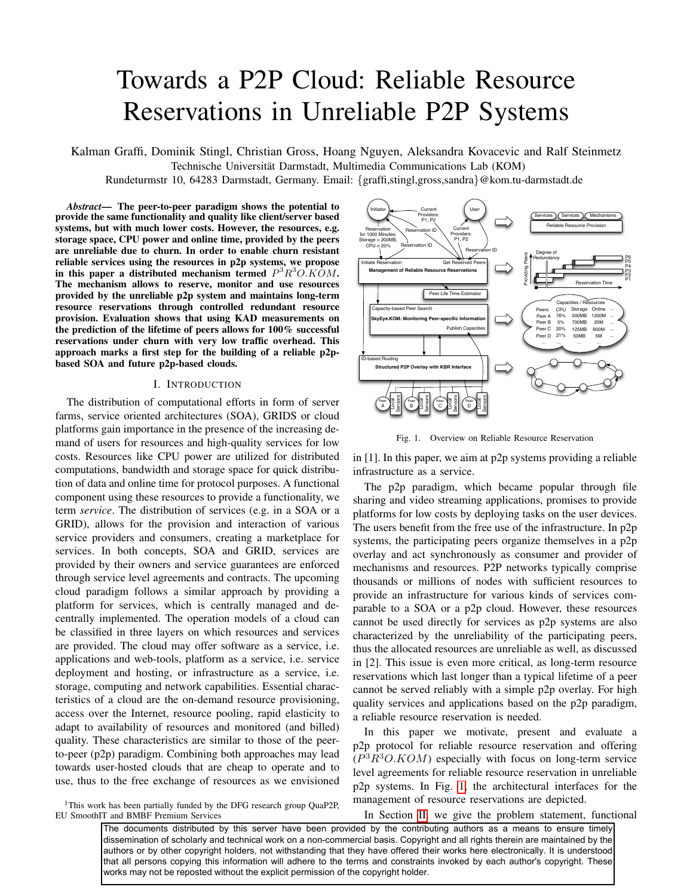# Towards a P2P Cloud: Reliable Resource Reservations in Unreliable P2P Systems

Kalman Graffi, Dominik Stingl, Christian Gross, Hoang Nguyen, Aleksandra Kovacevic and Ralf Steinmetz
Technische Universität Darmstadt, Multimedia Communications Lab (KOM)
Rundeturmstr 10, 64283 Darmstadt, Germany. Email: {graffi,stingl,gross,sandra}@kom.tu-darmstadt.de

***Abstract*— The peer-to-peer paradigm shows the potential to provide the same functionality and quality like client/server based systems, but with much lower costs. However, the resources, e.g. storage space, CPU power and online time, provided by the peers are unreliable due to churn. In order to enable churn resistant reliable services using the resources in p2p systems, we propose in this paper a distributed mechanism termed $P^3R^3O.KOM$. The mechanism allows to reserve, monitor and use resources provided by the unreliable p2p system and maintains long-term resource reservations through controlled redundant resource provision. Evaluation shows that using KAD measurements on the prediction of the lifetime of peers allows for 100% successful reservations under churn with very low traffic overhead. This approach marks a first step for the building of a reliable p2p-based SOA and future p2p-based clouds.**

## I. Introduction

The distribution of computational efforts in form of server farms, service oriented architectures (SOA), GRIDS or cloud platforms gain importance in the presence of the increasing demand of users for resources and high-quality services for low costs. Resources like CPU power are utilized for distributed computations, bandwidth and storage space for quick distribution of data and online time for protocol purposes. A functional component using these resources to provide a functionality, we term *service*. The distribution of services (e.g. in a SOA or a GRID), allows for the provision and interaction of various service providers and consumers, creating a marketplace for services. In both concepts, SOA and GRID, services are provided by their owners and service guarantees are enforced through service level agreements and contracts. The upcoming cloud paradigm follows a similar approach by providing a platform for services, which is centrally managed and decentrally implemented. The operation models of a cloud can be classified in three layers on which resources and services are provided. The cloud may offer software as a service, i.e. applications and web-tools, platform as a service, i.e. service deployment and hosting, or infrastructure as a service, i.e. storage, computing and network capabilities. Essential characteristics of a cloud are the on-demand resource provisioning, access over the Internet, resource pooling, rapid elasticity to adapt to availability of resources and monitored (and billed) quality. These characteristics are similar to those of the peer-to-peer (p2p) paradigm. Combining both approaches may lead towards user-hosted clouds that are cheap to operate and to use, thus to the free exchange of resources as we envisioned in [1]. In this paper, we aim at p2p systems providing a reliable infrastructure as a service.

Fig. 1. Overview on Reliable Resource Reservation

The p2p paradigm, which became popular through file sharing and video streaming applications, promises to provide platforms for low costs by deploying tasks on the user devices. The users benefit from the free use of the infrastructure. In p2p systems, the participating peers organize themselves in a p2p overlay and act synchronously as consumer and provider of mechanisms and resources. P2P networks typically comprise thousands or millions of nodes with sufficient resources to provide an infrastructure for various kinds of services comparable to a SOA or a p2p cloud. However, these resources cannot be used directly for services as p2p systems are also characterized by the unreliability of the participating peers, thus the allocated resources are unreliable as well, as discussed in [2]. This issue is even more critical, as long-term resource reservations which last longer than a typical lifetime of a peer cannot be served reliably with a simple p2p overlay. For high quality services and applications based on the p2p paradigm, a reliable resource reservation is needed.

In this paper we motivate, present and evaluate a p2p protocol for reliable resource reservation and offering ($P^3R^3O.KOM$) especially with focus on long-term service level agreements for reliable resource reservation in unreliable p2p systems. In Fig. 1, the architectural interfaces for the management of resource reservations are depicted.

In Section II, we give the problem statement, functional

[1]This work has been partially funded by the DFG research group QuaP2P, EU SmoothIT and BMBF Premium Services

The documents distributed by this server have been provided by the contributing authors as a means to ensure timely dissemination of scholarly and technical work on a non-commercial basis. Copyright and all rights therein are maintained by the authors or by other copyright holders, not withstanding that they have offered their works here electronically. It is understood that all persons copying this information will adhere to the terms and constraints invoked by each author's copyright. These works may not be reposted without the explicit permission of the copyright holder.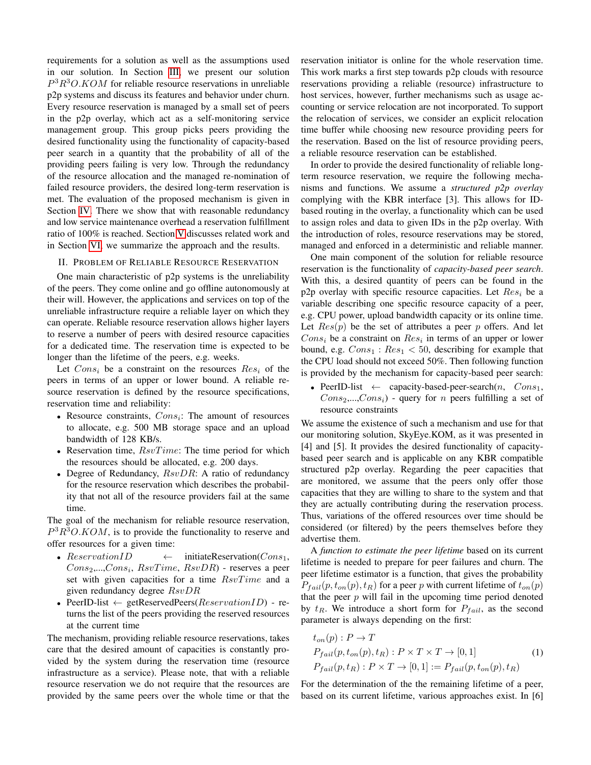requirements for a solution as well as the assumptions used in our solution. In Section III, we present our solution $P^3R^3O.KOM$ for reliable resource reservations in unreliable p2p systems and discuss its features and behavior under churn. Every resource reservation is managed by a small set of peers in the p2p overlay, which act as a self-monitoring service management group. This group picks peers providing the desired functionality using the functionality of capacity-based peer search in a quantity that the probability of all of the providing peers failing is very low. Through the redundancy of the resource allocation and the managed re-nomination of failed resource providers, the desired long-term reservation is met. The evaluation of the proposed mechanism is given in Section IV. There we show that with reasonable redundancy and low service maintenance overhead a reservation fulfillment ratio of 100% is reached. Section V discusses related work and in Section VI, we summarize the approach and the results.

## II. Problem of Reliable Resource Reservation

One main characteristic of p2p systems is the unreliability of the peers. They come online and go offline autonomously at their will. However, the applications and services on top of the unreliable infrastructure require a reliable layer on which they can operate. Reliable resource reservation allows higher layers to reserve a number of peers with desired resource capacities for a dedicated time. The reservation time is expected to be longer than the lifetime of the peers, e.g. weeks.

Let $Cons_i$ be a constraint on the resources $Res_i$ of the peers in terms of an upper or lower bound. A reliable resource reservation is defined by the resource specifications, reservation time and reliability:

- Resource constraints, $Cons_i$: The amount of resources to allocate, e.g. 500 MB storage space and an upload bandwidth of 128 KB/s.
- Reservation time, $RsvTime$: The time period for which the resources should be allocated, e.g. 200 days.
- Degree of Redundancy, $RsvDR$: A ratio of redundancy for the resource reservation which describes the probability that not all of the resource providers fail at the same time.

The goal of the mechanism for reliable resource reservation, $P^3R^3O.KOM$, is to provide the functionality to reserve and offer resources for a given time:

- $ReservationID$ ← initiateReservation($Cons_1$, $Cons_2$,...,$Cons_i$, $RsvTime$, $RsvDR$) - reserves a peer set with given capacities for a time $RsvTime$ and a given redundancy degree $RsvDR$
- PeerID-list ← getReservedPeers($ReservationID$) - returns the list of the peers providing the reserved resources at the current time

The mechanism, providing reliable resource reservations, takes care that the desired amount of capacities is constantly provided by the system during the reservation time (resource infrastructure as a service). Please note, that with a reliable resource reservation we do not require that the resources are provided by the same peers over the whole time or that the reservation initiator is online for the whole reservation time. This work marks a first step towards p2p clouds with resource reservations providing a reliable (resource) infrastructure to host services, however, further mechanisms such as usage accounting or service relocation are not incorporated. To support the relocation of services, we consider an explicit relocation time buffer while choosing new resource providing peers for the reservation. Based on the list of resource providing peers, a reliable resource reservation can be established.

In order to provide the desired functionality of reliable long-term resource reservation, we require the following mechanisms and functions. We assume a *structured p2p overlay* complying with the KBR interface [3]. This allows for ID-based routing in the overlay, a functionality which can be used to assign roles and data to given IDs in the p2p overlay. With the introduction of roles, resource reservations may be stored, managed and enforced in a deterministic and reliable manner.

One main component of the solution for reliable resource reservation is the functionality of *capacity-based peer search*. With this, a desired quantity of peers can be found in the p2p overlay with specific resource capacities. Let $Res_i$ be a variable describing one specific resource capacity of a peer, e.g. CPU power, upload bandwidth capacity or its online time. Let $Res(p)$ be the set of attributes a peer $p$ offers. And let $Cons_i$ be a constraint on $Res_i$ in terms of an upper or lower bound, e.g. $Cons_1 : Res_1 < 50$, describing for example that the CPU load should not exceed 50%. Then following function is provided by the mechanism for capacity-based peer search:

- PeerID-list ← capacity-based-peer-search($n$, $Cons_1$, $Cons_2$,...,$Cons_i$) - query for $n$ peers fulfilling a set of resource constraints

We assume the existence of such a mechanism and use for that our monitoring solution, SkyEye.KOM, as it was presented in [4] and [5]. It provides the desired functionality of capacity-based peer search and is applicable on any KBR compatible structured p2p overlay. Regarding the peer capacities that are monitored, we assume that the peers only offer those capacities that they are willing to share to the system and that they are actually contributing during the reservation process. Thus, variations of the offered resources over time should be considered (or filtered) by the peers themselves before they advertise them.

A *function to estimate the peer lifetime* based on its current lifetime is needed to prepare for peer failures and churn. The peer lifetime estimator is a function, that gives the probability $P_{fail}(p, t_{on}(p), t_R)$ for a peer $p$ with current lifetime of $t_{on}(p)$ that the peer $p$ will fail in the upcoming time period denoted by $t_R$. We introduce a short form for $P_{fail}$, as the second parameter is always depending on the first:

$$
\begin{aligned}
&t_{on}(p) : P \rightarrow T \\
&P_{fail}(p, t_{on}(p), t_R) : P \times T \times T \rightarrow [0, 1] \\
&P_{fail}(p, t_R) : P \times T \rightarrow [0, 1] := P_{fail}(p, t_{on}(p), t_R)
\end{aligned}
\tag{1}
$$

For the determination of the the remaining lifetime of a peer, based on its current lifetime, various approaches exist. In [6]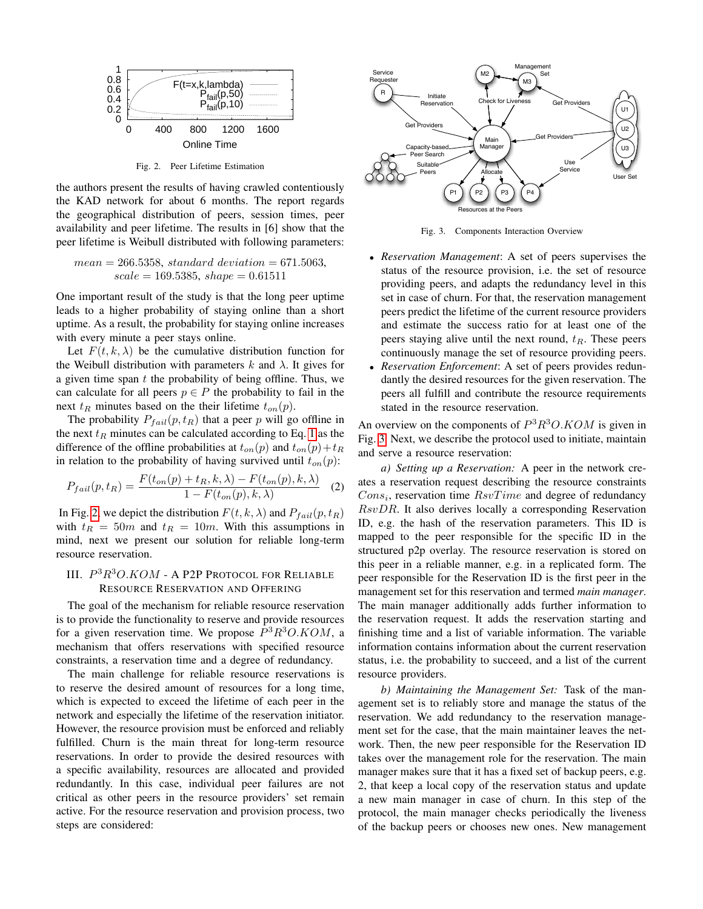1
0.8
0.6
0.4
0.2
0
0 400 800 1200 1600
Online Time
F(t=x,k,lambda)
$P_{fail}$(p,50)
$P_{fail}$(p,10)

Fig. 2. Peer Lifetime Estimation

the authors present the results of having crawled contentiously the KAD network for about 6 months. The report regards the geographical distribution of peers, session times, peer availability and peer lifetime. The results in [6] show that the peer lifetime is Weibull distributed with following parameters:

$$mean = 266.5358, \; standard\ deviation = 671.5063, \\ scale = 169.5385, \; shape = 0.61511$$

One important result of the study is that the long peer uptime leads to a higher probability of staying online than a short uptime. As a result, the probability for staying online increases with every minute a peer stays online.

Let $F(t, k, \lambda)$ be the cumulative distribution function for the Weibull distribution with parameters $k$ and $\lambda$. It gives for a given time span $t$ the probability of being offline. Thus, we can calculate for all peers $p \in P$ the probability to fail in the next $t_R$ minutes based on the their lifetime $t_{on}(p)$.

The probability $P_{fail}(p, t_R)$ that a peer $p$ will go offline in the next $t_R$ minutes can be calculated according to Eq. 1 as the difference of the offline probabilities at $t_{on}(p)$ and $t_{on}(p)+t_R$ in relation to the probability of having survived until $t_{on}(p)$:

$$P_{fail}(p, t_R) = \frac{F(t_{on}(p) + t_R, k, \lambda) - F(t_{on}(p), k, \lambda)}{1 - F(t_{on}(p), k, \lambda)} \quad (2)$$

In Fig. 2, we depict the distribution $F(t, k, \lambda)$ and $P_{fail}(p, t_R)$ with $t_R = 50m$ and $t_R = 10m$. With this assumptions in mind, next we present our solution for reliable long-term resource reservation.

## III. $P^3R^3O.KOM$ - A P2P Protocol for Reliable Resource Reservation and Offering

The goal of the mechanism for reliable resource reservation is to provide the functionality to reserve and provide resources for a given reservation time. We propose $P^3R^3O.KOM$, a mechanism that offers reservations with specified resource constraints, a reservation time and a degree of redundancy.

The main challenge for reliable resource reservations is to reserve the desired amount of resources for a long time, which is expected to exceed the lifetime of each peer in the network and especially the lifetime of the reservation initiator. However, the resource provision must be enforced and reliably fulfilled. Churn is the main threat for long-term resource reservations. In order to provide the desired resources with a specific availability, resources are allocated and provided redundantly. In this case, individual peer failures are not critical as other peers in the resource providers' set remain active. For the resource reservation and provision process, two steps are considered:

Service Requester
R
Initiate Reservation
M2
M3
Management Set
Check for Liveness
Get Providers
Get Providers
Main Manager
Get Providers
U1
U2
U3
User Set
Capacity-based Peer Search
Suitable Peers
Allocate
Use Service
P1 P2 P3 P4
Resources at the Peers

Fig. 3. Components Interaction Overview

- *Reservation Management*: A set of peers supervises the status of the resource provision, i.e. the set of resource providing peers, and adapts the redundancy level in this set in case of churn. For that, the reservation management peers predict the lifetime of the current resource providers and estimate the success ratio for at least one of the peers staying alive until the next round, $t_R$. These peers continuously manage the set of resource providing peers.
- *Reservation Enforcement*: A set of peers provides redundantly the desired resources for the given reservation. The peers all fulfill and contribute the resource requirements stated in the resource reservation.

An overview on the components of $P^3R^3O.KOM$ is given in Fig. 3. Next, we describe the protocol used to initiate, maintain and serve a resource reservation:

*a) Setting up a Reservation:* A peer in the network creates a reservation request describing the resource constraints $Cons_i$, reservation time $RsvTime$ and degree of redundancy $RsvDR$. It also derives locally a corresponding Reservation ID, e.g. the hash of the reservation parameters. This ID is mapped to the peer responsible for the specific ID in the structured p2p overlay. The resource reservation is stored on this peer in a reliable manner, e.g. in a replicated form. The peer responsible for the Reservation ID is the first peer in the management set for this reservation and termed *main manager*. The main manager additionally adds further information to the reservation request. It adds the reservation starting and finishing time and a list of variable information. The variable information contains information about the current reservation status, i.e. the probability to succeed, and a list of the current resource providers.

*b) Maintaining the Management Set:* Task of the management set is to reliably store and manage the status of the reservation. We add redundancy to the reservation management set for the case, that the main maintainer leaves the network. Then, the new peer responsible for the Reservation ID takes over the management role for the reservation. The main manager makes sure that it has a fixed set of backup peers, e.g. 2, that keep a local copy of the reservation status and update a new main manager in case of churn. In this step of the protocol, the main manager checks periodically the liveness of the backup peers or chooses new ones. New management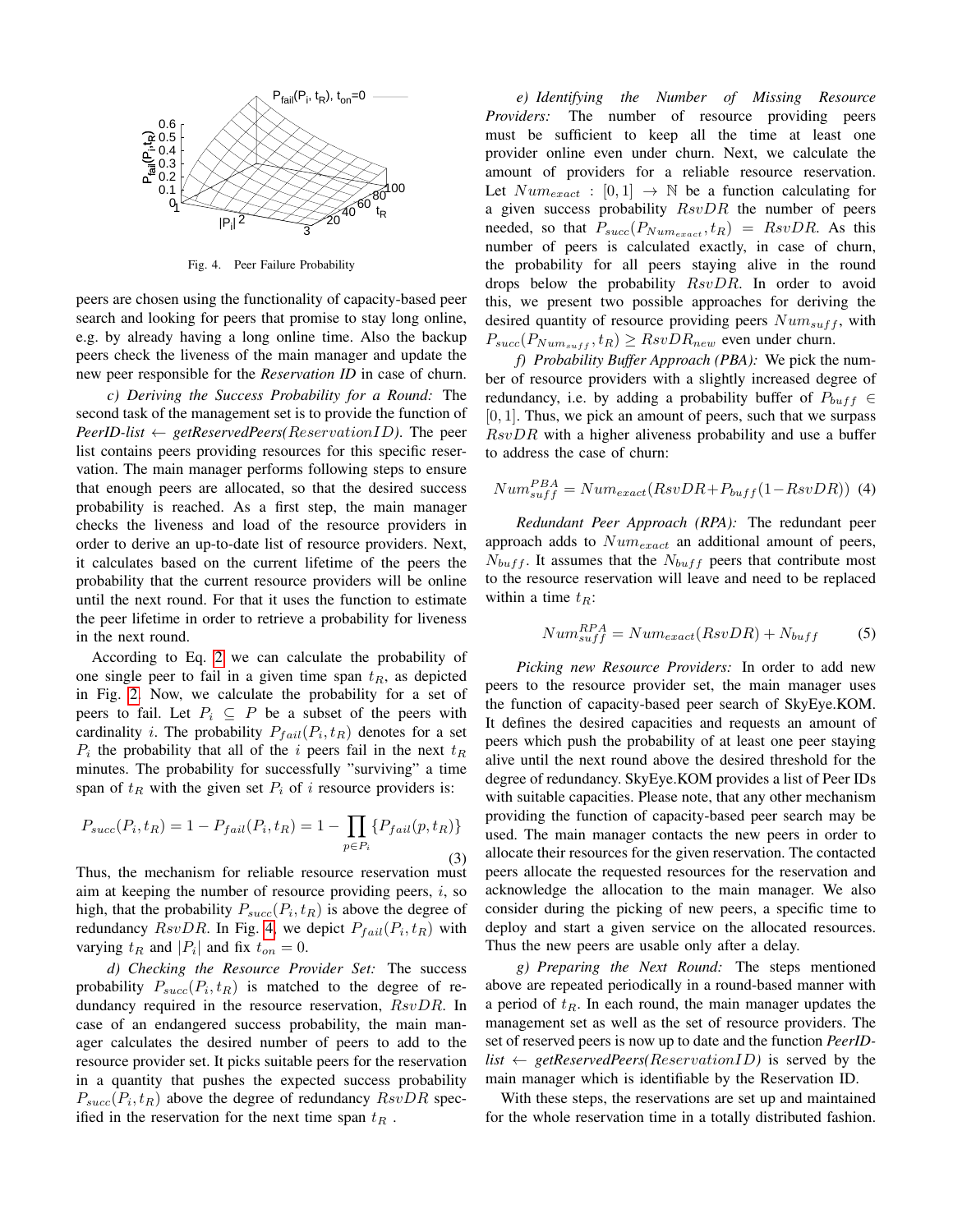Fig. 4. Peer Failure Probability

peers are chosen using the functionality of capacity-based peer search and looking for peers that promise to stay long online, e.g. by already having a long online time. Also the backup peers check the liveness of the main manager and update the new peer responsible for the *Reservation ID* in case of churn.

*c) Deriving the Success Probability for a Round:* The second task of the management set is to provide the function of *PeerID-list* $\leftarrow$ *getReservedPeers($ReservationID$)*. The peer list contains peers providing resources for this specific reservation. The main manager performs following steps to ensure that enough peers are allocated, so that the desired success probability is reached. As a first step, the main manager checks the liveness and load of the resource providers in order to derive an up-to-date list of resource providers. Next, it calculates based on the current lifetime of the peers the probability that the current resource providers will be online until the next round. For that it uses the function to estimate the peer lifetime in order to retrieve a probability for liveness in the next round.

According to Eq. 2 we can calculate the probability of one single peer to fail in a given time span $t_R$, as depicted in Fig. 2. Now, we calculate the probability for a set of peers to fail. Let $P_i \subseteq P$ be a subset of the peers with cardinality $i$. The probability $P_{fail}(P_i, t_R)$ denotes for a set $P_i$ the probability that all of the $i$ peers fail in the next $t_R$ minutes. The probability for successfully "surviving" a time span of $t_R$ with the given set $P_i$ of $i$ resource providers is:

$$P_{succ}(P_i, t_R) = 1 - P_{fail}(P_i, t_R) = 1 - \prod_{p \in P_i} \{P_{fail}(p, t_R)\} \tag{3}$$

Thus, the mechanism for reliable resource reservation must aim at keeping the number of resource providing peers, $i$, so high, that the probability $P_{succ}(P_i, t_R)$ is above the degree of redundancy $RsvDR$. In Fig. 4, we depict $P_{fail}(P_i, t_R)$ with varying $t_R$ and $|P_i|$ and fix $t_{on} = 0$.

*d) Checking the Resource Provider Set:* The success probability $P_{succ}(P_i, t_R)$ is matched to the degree of redundancy required in the resource reservation, $RsvDR$. In case of an endangered success probability, the main manager calculates the desired number of peers to add to the resource provider set. It picks suitable peers for the reservation in a quantity that pushes the expected success probability $P_{succ}(P_i, t_R)$ above the degree of redundancy $RsvDR$ specified in the reservation for the next time span $t_R$ .

*e) Identifying the Number of Missing Resource Providers:* The number of resource providing peers must be sufficient to keep all the time at least one provider online even under churn. Next, we calculate the amount of providers for a reliable resource reservation. Let $Num_{exact} : [0, 1] \rightarrow \mathbb{N}$ be a function calculating for a given success probability $RsvDR$ the number of peers needed, so that $P_{succ}(P_{Num_{exact}}, t_R) = RsvDR$. As this number of peers is calculated exactly, in case of churn, the probability for all peers staying alive in the round drops below the probability $RsvDR$. In order to avoid this, we present two possible approaches for deriving the desired quantity of resource providing peers $Num_{suff}$, with $P_{succ}(P_{Num_{suff}}, t_R) \geq RsvDR_{new}$ even under churn.

*f) Probability Buffer Approach (PBA):* We pick the number of resource providers with a slightly increased degree of redundancy, i.e. by adding a probability buffer of $P_{buff} \in [0, 1]$. Thus, we pick an amount of peers, such that we surpass $RsvDR$ with a higher aliveness probability and use a buffer to address the case of churn:

$$Num_{suff}^{PBA} = Num_{exact}(RsvDR + P_{buff}(1 - RsvDR)) \tag{4}$$

*Redundant Peer Approach (RPA):* The redundant peer approach adds to $Num_{exact}$ an additional amount of peers, $N_{buff}$. It assumes that the $N_{buff}$ peers that contribute most to the resource reservation will leave and need to be replaced within a time $t_R$:

$$Num_{suff}^{RPA} = Num_{exact}(RsvDR) + N_{buff} \tag{5}$$

*Picking new Resource Providers:* In order to add new peers to the resource provider set, the main manager uses the function of capacity-based peer search of SkyEye.KOM. It defines the desired capacities and requests an amount of peers which push the probability of at least one peer staying alive until the next round above the desired threshold for the degree of redundancy. SkyEye.KOM provides a list of Peer IDs with suitable capacities. Please note, that any other mechanism providing the function of capacity-based peer search may be used. The main manager contacts the new peers in order to allocate their resources for the given reservation. The contacted peers allocate the requested resources for the reservation and acknowledge the allocation to the main manager. We also consider during the picking of new peers, a specific time to deploy and start a given service on the allocated resources. Thus the new peers are usable only after a delay.

*g) Preparing the Next Round:* The steps mentioned above are repeated periodically in a round-based manner with a period of $t_R$. In each round, the main manager updates the management set as well as the set of resource providers. The set of reserved peers is now up to date and the function *PeerID-list* $\leftarrow$ *getReservedPeers($ReservationID$)* is served by the main manager which is identifiable by the Reservation ID.

With these steps, the reservations are set up and maintained for the whole reservation time in a totally distributed fashion.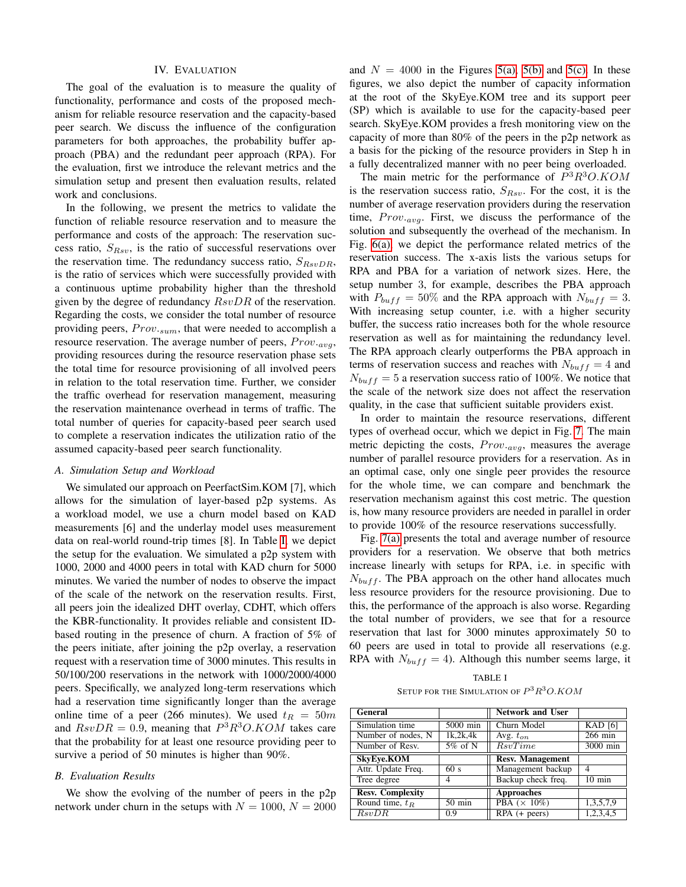## IV. Evaluation

The goal of the evaluation is to measure the quality of functionality, performance and costs of the proposed mechanism for reliable resource reservation and the capacity-based peer search. We discuss the influence of the configuration parameters for both approaches, the probability buffer approach (PBA) and the redundant peer approach (RPA). For the evaluation, first we introduce the relevant metrics and the simulation setup and present then evaluation results, related work and conclusions.

In the following, we present the metrics to validate the function of reliable resource reservation and to measure the performance and costs of the approach: The reservation success ratio, $S_{Rsv}$, is the ratio of successful reservations over the reservation time. The redundancy success ratio, $S_{RsvDR}$, is the ratio of services which were successfully provided with a continuous uptime probability higher than the threshold given by the degree of redundancy $RsvDR$ of the reservation. Regarding the costs, we consider the total number of resource providing peers, $Prov._{sum}$, that were needed to accomplish a resource reservation. The average number of peers, $Prov._{avg}$, providing resources during the resource reservation phase sets the total time for resource provisioning of all involved peers in relation to the total reservation time. Further, we consider the traffic overhead for reservation management, measuring the reservation maintenance overhead in terms of traffic. The total number of queries for capacity-based peer search used to complete a reservation indicates the utilization ratio of the assumed capacity-based peer search functionality.

### A. Simulation Setup and Workload

We simulated our approach on PeerfactSim.KOM [7], which allows for the simulation of layer-based p2p systems. As a workload model, we use a churn model based on KAD measurements [6] and the underlay model uses measurement data on real-world round-trip times [8]. In Table I, we depict the setup for the evaluation. We simulated a p2p system with 1000, 2000 and 4000 peers in total with KAD churn for 5000 minutes. We varied the number of nodes to observe the impact of the scale of the network on the reservation results. First, all peers join the idealized DHT overlay, CDHT, which offers the KBR-functionality. It provides reliable and consistent ID-based routing in the presence of churn. A fraction of 5% of the peers initiate, after joining the p2p overlay, a reservation request with a reservation time of 3000 minutes. This results in 50/100/200 reservations in the network with 1000/2000/4000 peers. Specifically, we analyzed long-term reservations which had a reservation time significantly longer than the average online time of a peer (266 minutes). We used $t_R = 50m$ and $RsvDR = 0.9$, meaning that $P^3R^3O.KOM$ takes care that the probability for at least one resource providing peer to survive a period of 50 minutes is higher than 90%.

### B. Evaluation Results

We show the evolving of the number of peers in the p2p network under churn in the setups with $N = 1000$, $N = 2000$ and $N = 4000$ in the Figures 5(a), 5(b) and 5(c). In these figures, we also depict the number of capacity information at the root of the SkyEye.KOM tree and its support peer (SP) which is available to use for the capacity-based peer search. SkyEye.KOM provides a fresh monitoring view on the capacity of more than 80% of the peers in the p2p network as a basis for the picking of the resource providers in Step h in a fully decentralized manner with no peer being overloaded.

The main metric for the performance of $P^3R^3O.KOM$ is the reservation success ratio, $S_{Rsv}$. For the cost, it is the number of average reservation providers during the reservation time, $Prov._{avg}$. First, we discuss the performance of the solution and subsequently the overhead of the mechanism. In Fig. 6(a), we depict the performance related metrics of the reservation success. The x-axis lists the various setups for RPA and PBA for a variation of network sizes. Here, the setup number 3, for example, describes the PBA approach with $P_{buff} = 50\%$ and the RPA approach with $N_{buff} = 3$. With increasing setup counter, i.e. with a higher security buffer, the success ratio increases both for the whole resource reservation as well as for maintaining the redundancy level. The RPA approach clearly outperforms the PBA approach in terms of reservation success and reaches with $N_{buff} = 4$ and $N_{buff} = 5$ a reservation success ratio of 100%. We notice that the scale of the network size does not affect the reservation quality, in the case that sufficient suitable providers exist.

In order to maintain the resource reservations, different types of overhead occur, which we depict in Fig. 7. The main metric depicting the costs, $Prov._{avg}$, measures the average number of parallel resource providers for a reservation. As in an optimal case, only one single peer provides the resource for the whole time, we can compare and benchmark the reservation mechanism against this cost metric. The question is, how many resource providers are needed in parallel in order to provide 100% of the resource reservations successfully.

Fig. 7(a) presents the total and average number of resource providers for a reservation. We observe that both metrics increase linearly with setups for RPA, i.e. in specific with $N_{buff}$. The PBA approach on the other hand allocates much less resource providers for the resource provisioning. Due to this, the performance of the approach is also worse. Regarding the total number of providers, we see that for a resource reservation that last for 3000 minutes approximately 50 to 60 peers are used in total to provide all reservations (e.g. RPA with $N_{buff} = 4$). Although this number seems large, it

TABLE I

Setup for the Simulation of $P^3R^3O.KOM$

| General | | Network and User | |
|---|---|---|---|
| Simulation time | 5000 min | Churn Model | KAD [6] |
| Number of nodes, N | 1k,2k,4k | Avg. $t_{on}$ | 266 min |
| Number of Resv. | 5% of N | $RsvTime$ | 3000 min |
| **SkyEye.KOM** | | **Resv. Management** | |
| Attr. Update Freq. | 60 s | Management backup | 4 |
| Tree degree | 4 | Backup check freq. | 10 min |
| **Resv. Complexity** | | **Approaches** | |
| Round time, $t_R$ | 50 min | PBA (× 10%) | 1,3,5,7,9 |
| $RsvDR$ | 0.9 | RPA (+ peers) | 1,2,3,4,5 |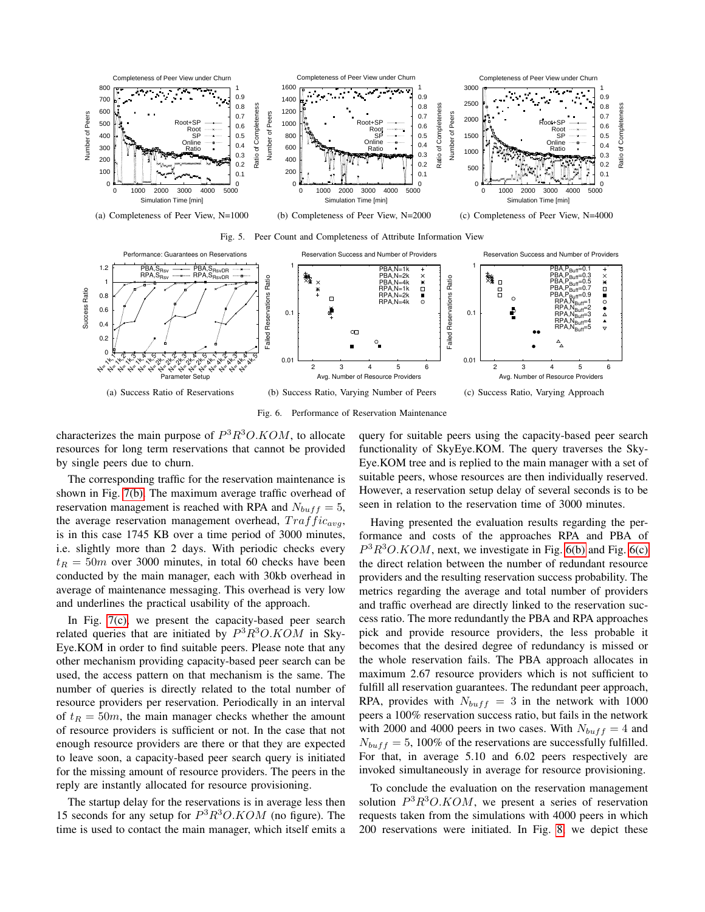(a) Completeness of Peer View, N=1000

(b) Completeness of Peer View, N=2000

(c) Completeness of Peer View, N=4000

Fig. 5. Peer Count and Completeness of Attribute Information View

(a) Success Ratio of Reservations

(b) Success Ratio, Varying Number of Peers

(c) Success Ratio, Varying Approach

Fig. 6. Performance of Reservation Maintenance

characterizes the main purpose of $P^3R^3O.KOM$, to allocate resources for long term reservations that cannot be provided by single peers due to churn.

The corresponding traffic for the reservation maintenance is shown in Fig. 7(b). The maximum average traffic overhead of reservation management is reached with RPA and $N_{buff} = 5$, the average reservation management overhead, $Traffic_{avg}$, is in this case 1745 KB over a time period of 3000 minutes, i.e. slightly more than 2 days. With periodic checks every $t_R = 50m$ over 3000 minutes, in total 60 checks have been conducted by the main manager, each with 30kb overhead in average of maintenance messaging. This overhead is very low and underlines the practical usability of the approach.

In Fig. 7(c), we present the capacity-based peer search related queries that are initiated by $P^3R^3O.KOM$ in SkyEye.KOM in order to find suitable peers. Please note that any other mechanism providing capacity-based peer search can be used, the access pattern on that mechanism is the same. The number of queries is directly related to the total number of resource providers per reservation. Periodically in an interval of $t_R = 50m$, the main manager checks whether the amount of resource providers is sufficient or not. In the case that not enough resource providers are there or that they are expected to leave soon, a capacity-based peer search query is initiated for the missing amount of resource providers. The peers in the reply are instantly allocated for resource provisioning.

The startup delay for the reservations is in average less then 15 seconds for any setup for $P^3R^3O.KOM$ (no figure). The time is used to contact the main manager, which itself emits a query for suitable peers using the capacity-based peer search functionality of SkyEye.KOM. The query traverses the SkyEye.KOM tree and is replied to the main manager with a set of suitable peers, whose resources are then individually reserved. However, a reservation setup delay of several seconds is to be seen in relation to the reservation time of 3000 minutes.

Having presented the evaluation results regarding the performance and costs of the approaches RPA and PBA of $P^3R^3O.KOM$, next, we investigate in Fig. 6(b) and Fig. 6(c) the direct relation between the number of redundant resource providers and the resulting reservation success probability. The metrics regarding the average and total number of providers and traffic overhead are directly linked to the reservation success ratio. The more redundantly the PBA and RPA approaches pick and provide resource providers, the less probable it becomes that the desired degree of redundancy is missed or the whole reservation fails. The PBA approach allocates in maximum 2.67 resource providers which is not sufficient to fulfill all reservation guarantees. The redundant peer approach, RPA, provides with $N_{buff} = 3$ in the network with 1000 peers a 100% reservation success ratio, but fails in the network with 2000 and 4000 peers in two cases. With $N_{buff} = 4$ and $N_{buff} = 5$, 100% of the reservations are successfully fulfilled. For that, in average 5.10 and 6.02 peers respectively are invoked simultaneously in average for resource provisioning.

To conclude the evaluation on the reservation management solution $P^3R^3O.KOM$, we present a series of reservation requests taken from the simulations with 4000 peers in which 200 reservations were initiated. In Fig. 8, we depict these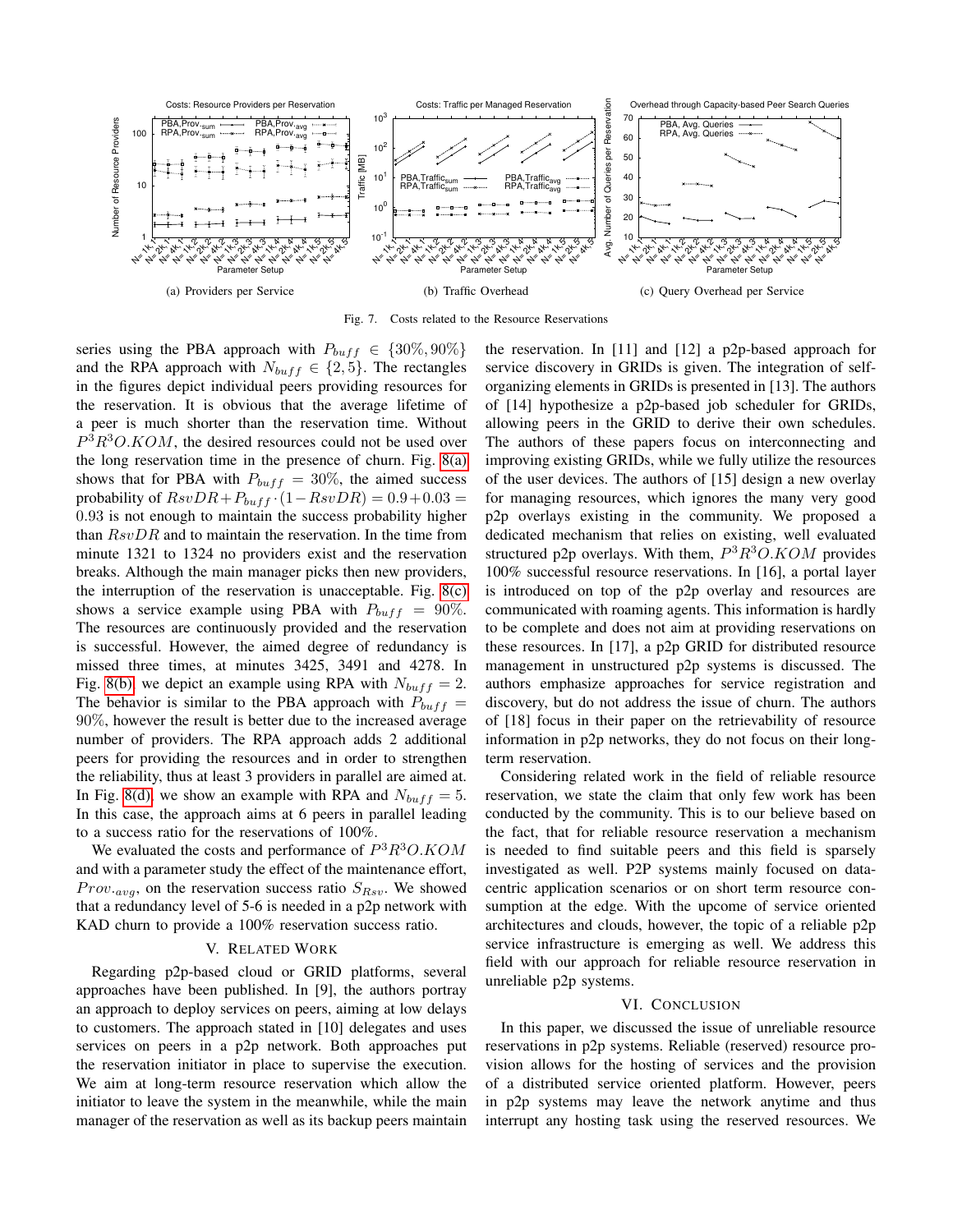(a) Providers per Service

(b) Traffic Overhead

(c) Query Overhead per Service

Fig. 7. Costs related to the Resource Reservations

series using the PBA approach with $P_{buff} \in \{30\%, 90\%\}$ and the RPA approach with $N_{buff} \in \{2, 5\}$. The rectangles in the figures depict individual peers providing resources for the reservation. It is obvious that the average lifetime of a peer is much shorter than the reservation time. Without $P^3R^3O.KOM$, the desired resources could not be used over the long reservation time in the presence of churn. Fig. 8(a) shows that for PBA with $P_{buff} = 30\%$, the aimed success probability of $RsvDR + P_{buff} \cdot (1 - RsvDR) = 0.9 + 0.03 = 0.93$ is not enough to maintain the success probability higher than $RsvDR$ and to maintain the reservation. In the time from minute 1321 to 1324 no providers exist and the reservation breaks. Although the main manager picks then new providers, the interruption of the reservation is unacceptable. Fig. 8(c) shows a service example using PBA with $P_{buff} = 90\%$. The resources are continuously provided and the reservation is successful. However, the aimed degree of redundancy is missed three times, at minutes 3425, 3491 and 4278. In Fig. 8(b) we depict an example using RPA with $N_{buff} = 2$. The behavior is similar to the PBA approach with $P_{buff} = 90\%$, however the result is better due to the increased average number of providers. The RPA approach adds 2 additional peers for providing the resources and in order to strengthen the reliability, thus at least 3 providers in parallel are aimed at. In Fig. 8(d), we show an example with RPA and $N_{buff} = 5$. In this case, the approach aims at 6 peers in parallel leading to a success ratio for the reservations of 100%.

We evaluated the costs and performance of $P^3R^3O.KOM$ and with a parameter study the effect of the maintenance effort, $Prov._{avg}$, on the reservation success ratio $S_{Rsv}$. We showed that a redundancy level of 5-6 is needed in a p2p network with KAD churn to provide a 100% reservation success ratio.

## V. Related Work

Regarding p2p-based cloud or GRID platforms, several approaches have been published. In [9], the authors portray an approach to deploy services on peers, aiming at low delays to customers. The approach stated in [10] delegates and uses services on peers in a p2p network. Both approaches put the reservation initiator in place to supervise the execution. We aim at long-term resource reservation which allow the initiator to leave the system in the meanwhile, while the main manager of the reservation as well as its backup peers maintain the reservation. In [11] and [12] a p2p-based approach for service discovery in GRIDs is given. The integration of self-organizing elements in GRIDs is presented in [13]. The authors of [14] hypothesize a p2p-based job scheduler for GRIDs, allowing peers in the GRID to derive their own schedules. The authors of these papers focus on interconnecting and improving existing GRIDs, while we fully utilize the resources of the user devices. The authors of [15] design a new overlay for managing resources, which ignores the many very good p2p overlays existing in the community. We proposed a dedicated mechanism that relies on existing, well evaluated structured p2p overlays. With them, $P^3R^3O.KOM$ provides 100% successful resource reservations. In [16], a portal layer is introduced on top of the p2p overlay and resources are communicated with roaming agents. This information is hardly to be complete and does not aim at providing reservations on these resources. In [17], a p2p GRID for distributed resource management in unstructured p2p systems is discussed. The authors emphasize approaches for service registration and discovery, but do not address the issue of churn. The authors of [18] focus in their paper on the retrievability of resource information in p2p networks, they do not focus on their long-term reservation.

Considering related work in the field of reliable resource reservation, we state the claim that only few work has been conducted by the community. This is to our believe based on the fact, that for reliable resource reservation a mechanism is needed to find suitable peers and this field is sparsely investigated as well. P2P systems mainly focused on data-centric application scenarios or on short term resource consumption at the edge. With the upcome of service oriented architectures and clouds, however, the topic of a reliable p2p service infrastructure is emerging as well. We address this field with our approach for reliable resource reservation in unreliable p2p systems.

## VI. Conclusion

In this paper, we discussed the issue of unreliable resource reservations in p2p systems. Reliable (reserved) resource provision allows for the hosting of services and the provision of a distributed service oriented platform. However, peers in p2p systems may leave the network anytime and thus interrupt any hosting task using the reserved resources. We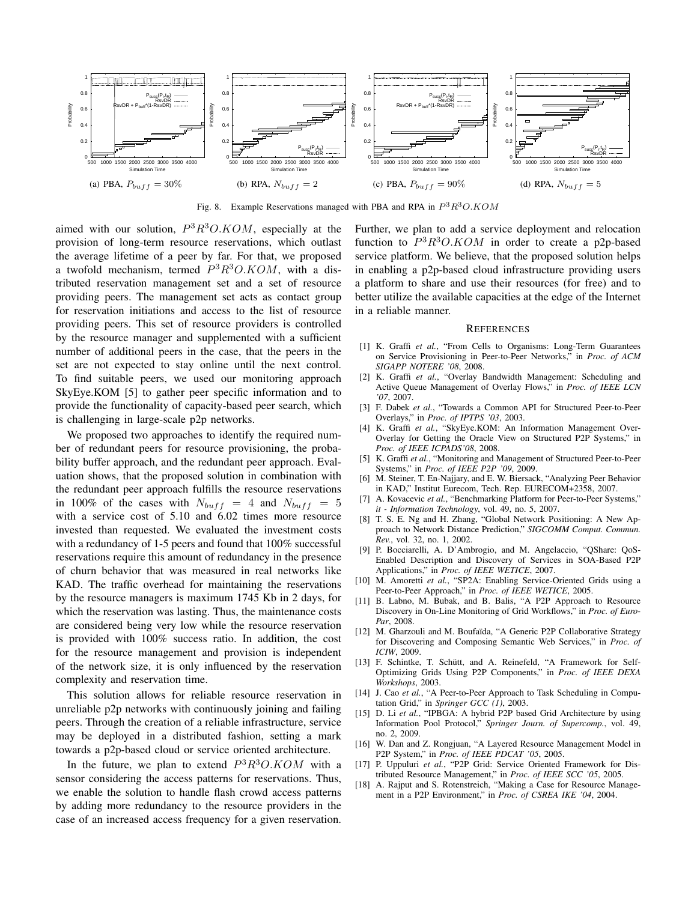1

0.8

0.6

0.4

0.2

0

Probability

500 1000 1500 2000 2500 3000 3500 4000

Simulation Time

$P_{succ}(P_i,t_R)$
RsvDR
RsvDR + $P_{buff}$*(1-RsvDR)

(a) PBA, $P_{buff} = 30\%$

1

0.8

0.6

0.4

0.2

0

Probability

500 1000 1500 2000 2500 3000 3500 4000

Simulation Time

$P_{succ}(P_i,t_R)$
RsvDR

(b) RPA, $N_{buff} = 2$

1

0.8

0.6

0.4

0.2

0

Probability

500 1000 1500 2000 2500 3000 3500 4000

Simulation Time

$P_{succ}(P_i,t_R)$
RsvDR
RsvDR + $P_{buff}$*(1-RsvDR)

(c) PBA, $P_{buff} = 90\%$

1

0.8

0.6

0.4

0.2

0

Probability

500 1000 1500 2000 2500 3000 3500 4000

Simulation Time

$P_{succ}(P_i,t_R)$
RsvDR

(d) RPA, $N_{buff} = 5$

Fig. 8. Example Reservations managed with PBA and RPA in $P^3R^3O.KOM$

aimed with our solution, $P^3R^3O.KOM$, especially at the provision of long-term resource reservations, which outlast the average lifetime of a peer by far. For that, we proposed a twofold mechanism, termed $P^3R^3O.KOM$, with a distributed reservation management set and a set of resource providing peers. The management set acts as contact group for reservation initiations and access to the list of resource providing peers. This set of resource providers is controlled by the resource manager and supplemented with a sufficient number of additional peers in the case, that the peers in the set are not expected to stay online until the next control. To find suitable peers, we used our monitoring approach SkyEye.KOM [5] to gather peer specific information and to provide the functionality of capacity-based peer search, which is challenging in large-scale p2p networks.

We proposed two approaches to identify the required number of redundant peers for resource provisioning, the probability buffer approach, and the redundant peer approach. Evaluation shows, that the proposed solution in combination with the redundant peer approach fulfills the resource reservations in 100% of the cases with $N_{buff} = 4$ and $N_{buff} = 5$ with a service cost of 5.10 and 6.02 times more resource invested than requested. We evaluated the investment costs with a redundancy of 1-5 peers and found that 100% successful reservations require this amount of redundancy in the presence of churn behavior that was measured in real networks like KAD. The traffic overhead for maintaining the reservations by the resource managers is maximum 1745 Kb in 2 days, for which the reservation was lasting. Thus, the maintenance costs are considered being very low while the resource reservation is provided with 100% success ratio. In addition, the cost for the resource management and provision is independent of the network size, it is only influenced by the reservation complexity and reservation time.

This solution allows for reliable resource reservation in unreliable p2p networks with continuously joining and failing peers. Through the creation of a reliable infrastructure, service may be deployed in a distributed fashion, setting a mark towards a p2p-based cloud or service oriented architecture.

In the future, we plan to extend $P^3R^3O.KOM$ with a sensor considering the access patterns for reservations. Thus, we enable the solution to handle flash crowd access patterns by adding more redundancy to the resource providers in the case of an increased access frequency for a given reservation. Further, we plan to add a service deployment and relocation function to $P^3R^3O.KOM$ in order to create a p2p-based service platform. We believe, that the proposed solution helps in enabling a p2p-based cloud infrastructure providing users a platform to share and use their resources (for free) and to better utilize the available capacities at the edge of the Internet in a reliable manner.

## References

[1] K. Graffi *et al.*, "From Cells to Organisms: Long-Term Guarantees on Service Provisioning in Peer-to-Peer Networks," in *Proc. of ACM SIGAPP NOTERE '08*, 2008.

[2] K. Graffi *et al.*, "Overlay Bandwidth Management: Scheduling and Active Queue Management of Overlay Flows," in *Proc. of IEEE LCN '07*, 2007.

[3] F. Dabek *et al.*, "Towards a Common API for Structured Peer-to-Peer Overlays," in *Proc. of IPTPS '03*, 2003.

[4] K. Graffi *et al.*, "SkyEye.KOM: An Information Management Over-Overlay for Getting the Oracle View on Structured P2P Systems," in *Proc. of IEEE ICPADS'08*, 2008.

[5] K. Graffi *et al.*, "Monitoring and Management of Structured Peer-to-Peer Systems," in *Proc. of IEEE P2P '09*, 2009.

[6] M. Steiner, T. En-Najjary, and E. W. Biersack, "Analyzing Peer Behavior in KAD," Institut Eurecom, Tech. Rep. EURECOM+2358, 2007.

[7] A. Kovacevic *et al.*, "Benchmarking Platform for Peer-to-Peer Systems," *it - Information Technology*, vol. 49, no. 5, 2007.

[8] T. S. E. Ng and H. Zhang, "Global Network Positioning: A New Approach to Network Distance Prediction," *SIGCOMM Comput. Commun. Rev.*, vol. 32, no. 1, 2002.

[9] P. Bocciarelli, A. D'Ambrogio, and M. Angelaccio, "QShare: QoS-Enabled Description and Discovery of Services in SOA-Based P2P Applications," in *Proc. of IEEE WETICE*, 2007.

[10] M. Amoretti *et al.*, "SP2A: Enabling Service-Oriented Grids using a Peer-to-Peer Approach," in *Proc. of IEEE WETICE*, 2005.

[11] B. Labno, M. Bubak, and B. Balis, "A P2P Approach to Resource Discovery in On-Line Monitoring of Grid Workflows," in *Proc. of Euro-Par*, 2008.

[12] M. Gharzouli and M. Boufaïda, "A Generic P2P Collaborative Strategy for Discovering and Composing Semantic Web Services," in *Proc. of ICIW*, 2009.

[13] F. Schintke, T. Schütt, and A. Reinefeld, "A Framework for Self-Optimizing Grids Using P2P Components," in *Proc. of IEEE DEXA Workshops*, 2003.

[14] J. Cao *et al.*, "A Peer-to-Peer Approach to Task Scheduling in Computation Grid," in *Springer GCC (1)*, 2003.

[15] D. Li *et al.*, "IPBGA: A hybrid P2P based Grid Architecture by using Information Pool Protocol," *Springer Journ. of Supercomp.*, vol. 49, no. 2, 2009.

[16] W. Dan and Z. Rongjuan, "A Layered Resource Management Model in P2P System," in *Proc. of IEEE PDCAT '05*, 2005.

[17] P. Uppuluri *et al.*, "P2P Grid: Service Oriented Framework for Distributed Resource Management," in *Proc. of IEEE SCC '05*, 2005.

[18] A. Rajput and S. Rotenstreich, "Making a Case for Resource Management in a P2P Environment," in *Proc. of CSREA IKE '04*, 2004.